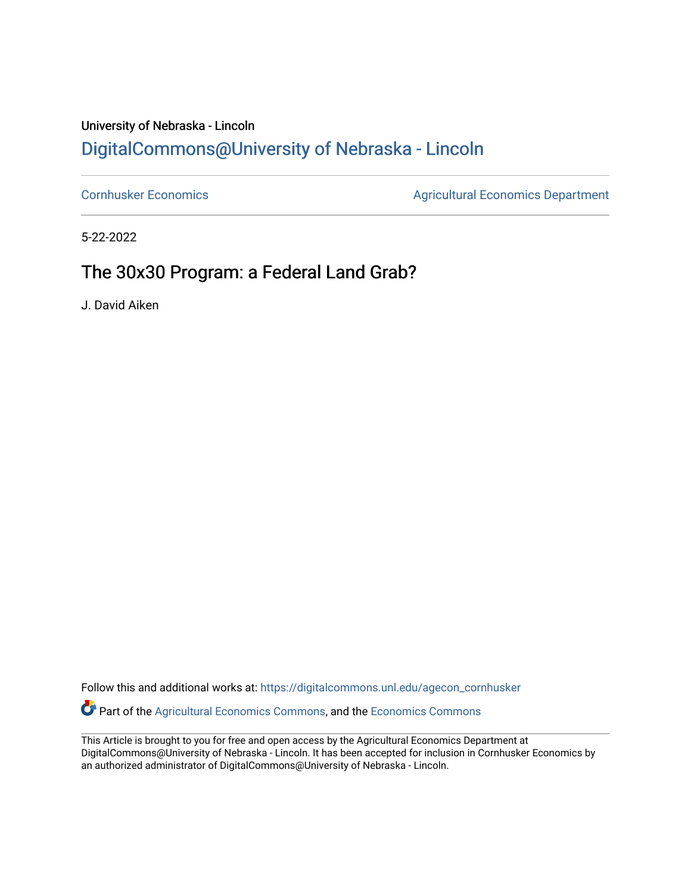University of Nebraska - Lincoln

[DigitalCommons@University of Nebraska - Lincoln](https://digitalcommons.unl.edu)

[Cornhusker Economics](https://digitalcommons.unl.edu/agecon_cornhusker) | [Agricultural Economics Department](https://digitalcommons.unl.edu/ag_econ)

5-22-2022

# The 30x30 Program: a Federal Land Grab?

J. David Aiken

Follow this and additional works at: https://digitalcommons.unl.edu/agecon_cornhusker

Part of the Agricultural Economics Commons, and the Economics Commons

This Article is brought to you for free and open access by the Agricultural Economics Department at DigitalCommons@University of Nebraska - Lincoln. It has been accepted for inclusion in Cornhusker Economics by an authorized administrator of DigitalCommons@University of Nebraska - Lincoln.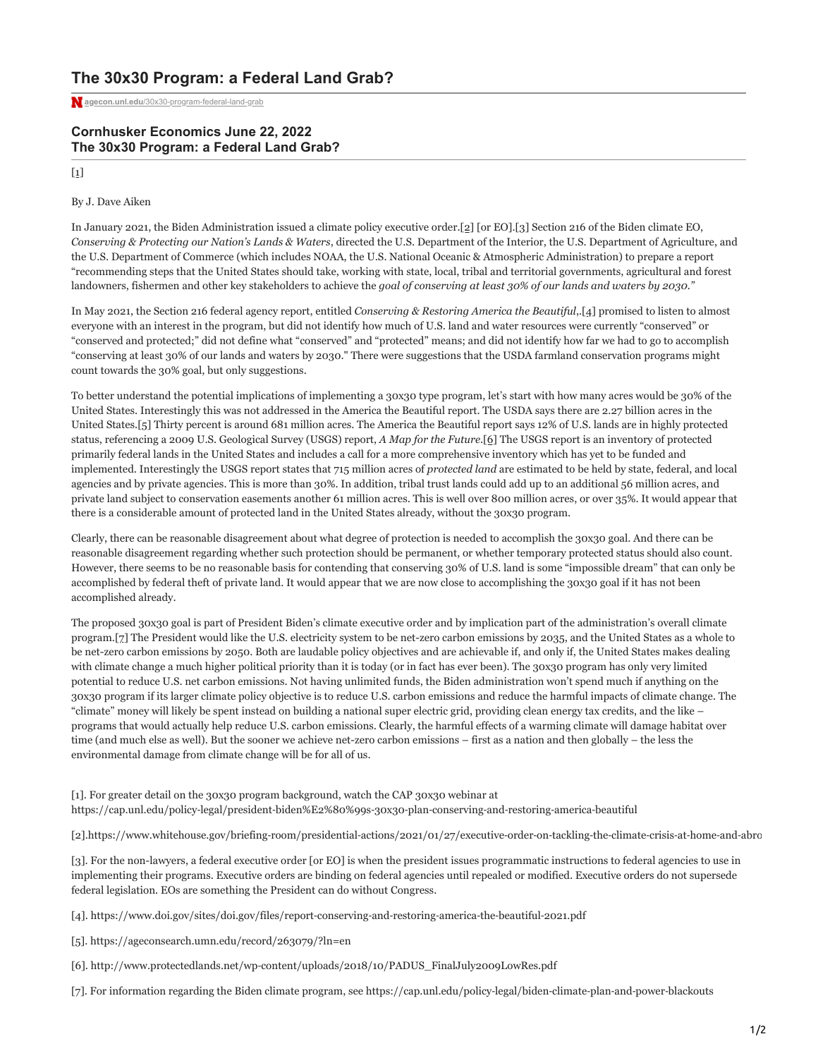# The 30x30 Program: a Federal Land Grab?

agecon.unl.edu/30x30-program-federal-land-grab

## Cornhusker Economics June 22, 2022
## The 30x30 Program: a Federal Land Grab?

[1]

By J. Dave Aiken

In January 2021, the Biden Administration issued a climate policy executive order.[2] [or EO].[3] Section 216 of the Biden climate EO, *Conserving & Protecting our Nation's Lands & Waters*, directed the U.S. Department of the Interior, the U.S. Department of Agriculture, and the U.S. Department of Commerce (which includes NOAA, the U.S. National Oceanic & Atmospheric Administration) to prepare a report "recommending steps that the United States should take, working with state, local, tribal and territorial governments, agricultural and forest landowners, fishermen and other key stakeholders to achieve the *goal of conserving at least 30% of our lands and waters by 2030."*

In May 2021, the Section 216 federal agency report, entitled *Conserving & Restoring America the Beautiful*,.[4] promised to listen to almost everyone with an interest in the program, but did not identify how much of U.S. land and water resources were currently "conserved" or "conserved and protected;" did not define what "conserved" and "protected" means; and did not identify how far we had to go to accomplish "conserving at least 30% of our lands and waters by 2030." There were suggestions that the USDA farmland conservation programs might count towards the 30% goal, but only suggestions.

To better understand the potential implications of implementing a 30x30 type program, let's start with how many acres would be 30% of the United States. Interestingly this was not addressed in the America the Beautiful report. The USDA says there are 2.27 billion acres in the United States.[5] Thirty percent is around 681 million acres. The America the Beautiful report says 12% of U.S. lands are in highly protected status, referencing a 2009 U.S. Geological Survey (USGS) report, *A Map for the Future*.[6] The USGS report is an inventory of protected primarily federal lands in the United States and includes a call for a more comprehensive inventory which has yet to be funded and implemented. Interestingly the USGS report states that 715 million acres of *protected land* are estimated to be held by state, federal, and local agencies and by private agencies. This is more than 30%. In addition, tribal trust lands could add up to an additional 56 million acres, and private land subject to conservation easements another 61 million acres. This is well over 800 million acres, or over 35%. It would appear that there is a considerable amount of protected land in the United States already, without the 30x30 program.

Clearly, there can be reasonable disagreement about what degree of protection is needed to accomplish the 30x30 goal. And there can be reasonable disagreement regarding whether such protection should be permanent, or whether temporary protected status should also count. However, there seems to be no reasonable basis for contending that conserving 30% of U.S. land is some "impossible dream" that can only be accomplished by federal theft of private land. It would appear that we are now close to accomplishing the 30x30 goal if it has not been accomplished already.

The proposed 30x30 goal is part of President Biden's climate executive order and by implication part of the administration's overall climate program.[7] The President would like the U.S. electricity system to be net-zero carbon emissions by 2035, and the United States as a whole to be net-zero carbon emissions by 2050. Both are laudable policy objectives and are achievable if, and only if, the United States makes dealing with climate change a much higher political priority than it is today (or in fact has ever been). The 30x30 program has only very limited potential to reduce U.S. net carbon emissions. Not having unlimited funds, the Biden administration won't spend much if anything on the 30x30 program if its larger climate policy objective is to reduce U.S. carbon emissions and reduce the harmful impacts of climate change. The "climate" money will likely be spent instead on building a national super electric grid, providing clean energy tax credits, and the like – programs that would actually help reduce U.S. carbon emissions. Clearly, the harmful effects of a warming climate will damage habitat over time (and much else as well). But the sooner we achieve net-zero carbon emissions – first as a nation and then globally – the less the environmental damage from climate change will be for all of us.

[1]. For greater detail on the 30x30 program background, watch the CAP 30x30 webinar at https://cap.unl.edu/policy-legal/president-biden%E2%80%99s-30x30-plan-conserving-and-restoring-america-beautiful

[2].https://www.whitehouse.gov/briefing-room/presidential-actions/2021/01/27/executive-order-on-tackling-the-climate-crisis-at-home-and-abro

[3]. For the non-lawyers, a federal executive order [or EO] is when the president issues programmatic instructions to federal agencies to use in implementing their programs. Executive orders are binding on federal agencies until repealed or modified. Executive orders do not supersede federal legislation. EOs are something the President can do without Congress.

[4]. https://www.doi.gov/sites/doi.gov/files/report-conserving-and-restoring-america-the-beautiful-2021.pdf

[5]. https://ageconsearch.umn.edu/record/263079/?ln=en

[6]. http://www.protectedlands.net/wp-content/uploads/2018/10/PADUS_FinalJuly2009LowRes.pdf

[7]. For information regarding the Biden climate program, see https://cap.unl.edu/policy-legal/biden-climate-plan-and-power-blackouts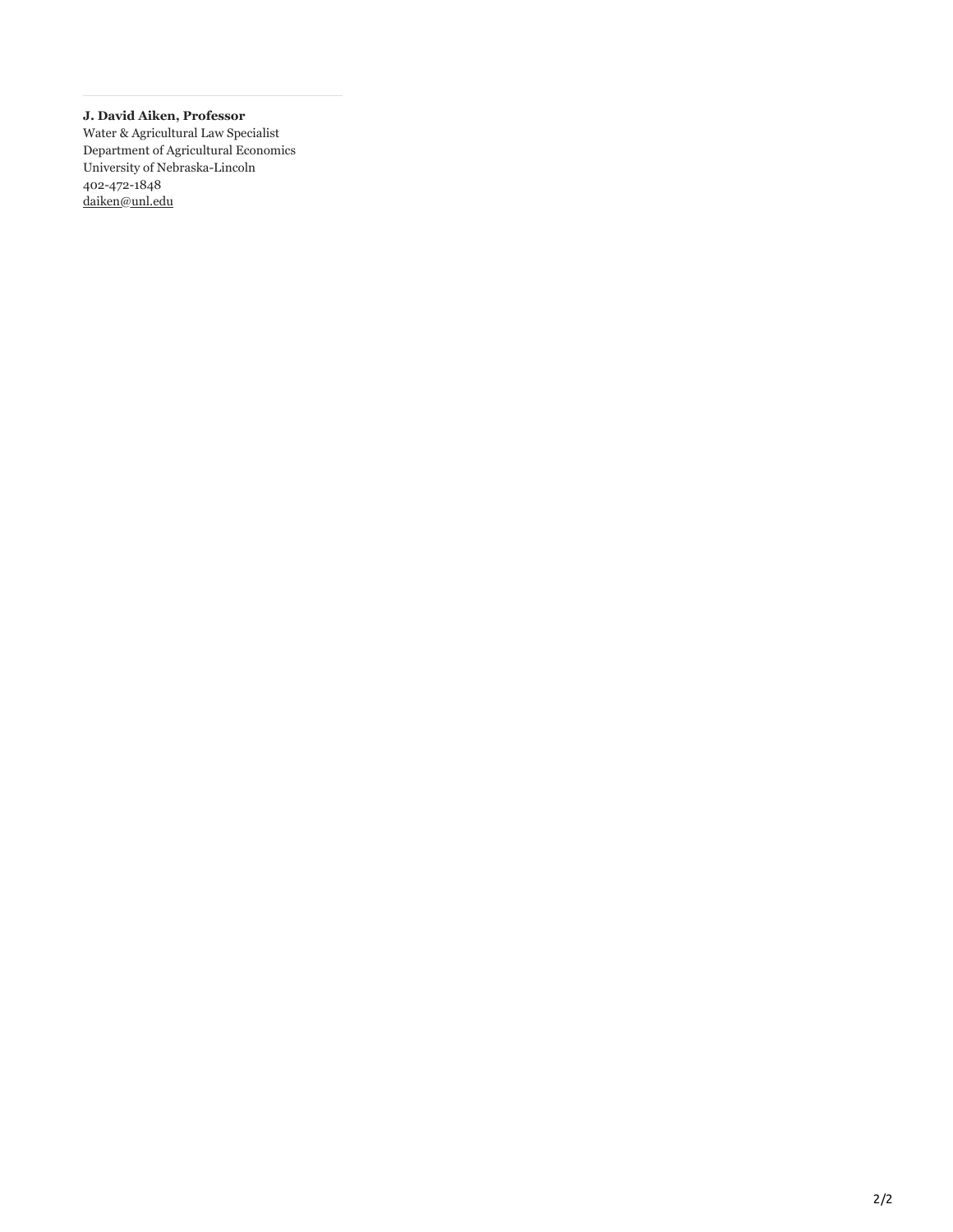---

**J. David Aiken, Professor**
Water & Agricultural Law Specialist
Department of Agricultural Economics
University of Nebraska-Lincoln
402-472-1848
daiken@unl.edu